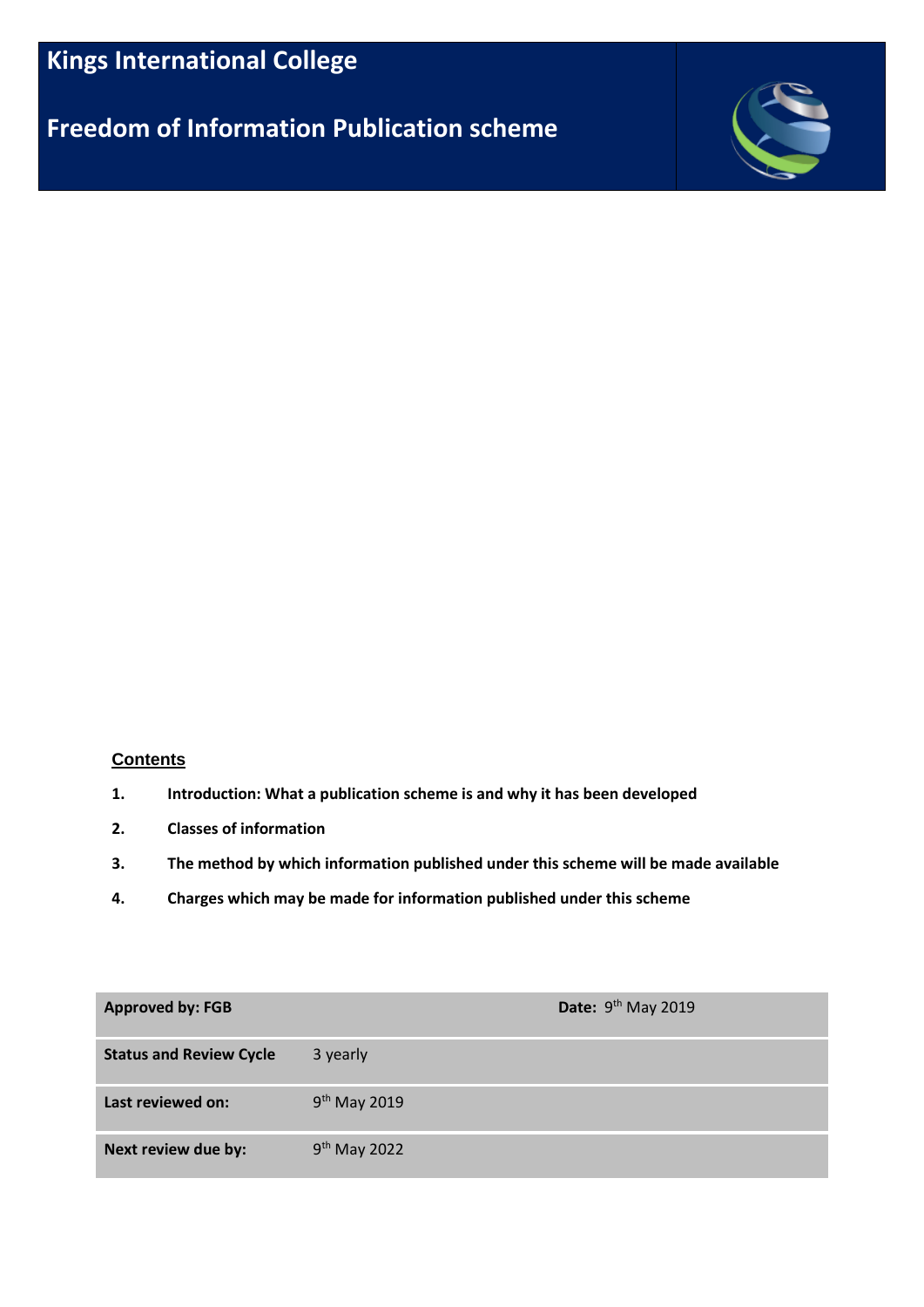# Kings International College

## Freedom of Information Publication scheme

**Contents**

1. **Introduction: What a publication scheme is and why it has been developed**
2. **Classes of information**
3. **The method by which information published under this scheme will be made available**
4. **Charges which may be made for information published under this scheme**

| **Approved by: FGB** | | **Date:** 9th May 2019 |
|---|---|---|
| **Status and Review Cycle** | 3 yearly | |
| **Last reviewed on:** | 9th May 2019 | |
| **Next review due by:** | 9th May 2022 | |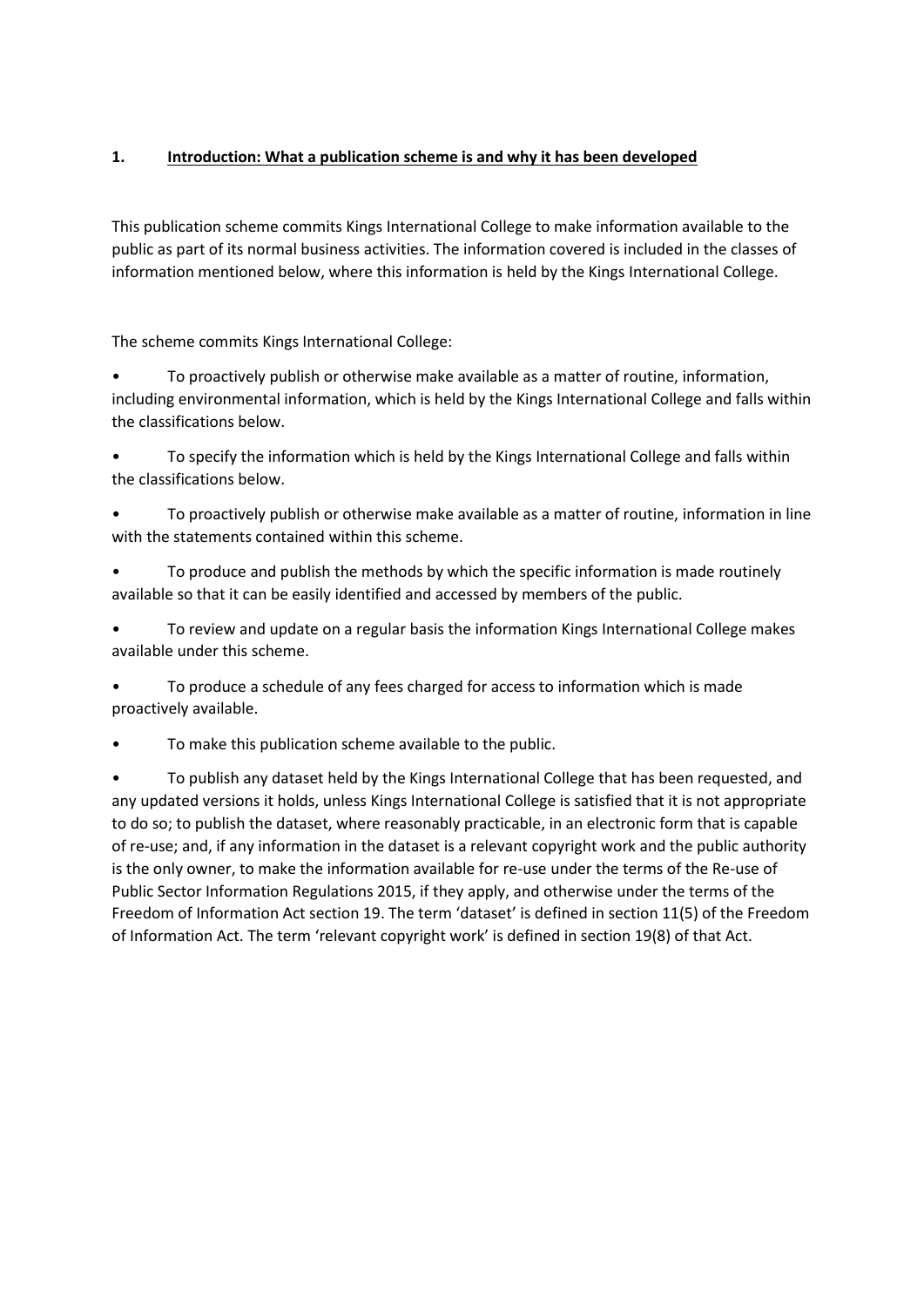## 1. Introduction: What a publication scheme is and why it has been developed

This publication scheme commits Kings International College to make information available to the public as part of its normal business activities. The information covered is included in the classes of information mentioned below, where this information is held by the Kings International College.

The scheme commits Kings International College:

- To proactively publish or otherwise make available as a matter of routine, information, including environmental information, which is held by the Kings International College and falls within the classifications below.
- To specify the information which is held by the Kings International College and falls within the classifications below.
- To proactively publish or otherwise make available as a matter of routine, information in line with the statements contained within this scheme.
- To produce and publish the methods by which the specific information is made routinely available so that it can be easily identified and accessed by members of the public.
- To review and update on a regular basis the information Kings International College makes available under this scheme.
- To produce a schedule of any fees charged for access to information which is made proactively available.
- To make this publication scheme available to the public.
- To publish any dataset held by the Kings International College that has been requested, and any updated versions it holds, unless Kings International College is satisfied that it is not appropriate to do so; to publish the dataset, where reasonably practicable, in an electronic form that is capable of re-use; and, if any information in the dataset is a relevant copyright work and the public authority is the only owner, to make the information available for re-use under the terms of the Re-use of Public Sector Information Regulations 2015, if they apply, and otherwise under the terms of the Freedom of Information Act section 19. The term 'dataset' is defined in section 11(5) of the Freedom of Information Act. The term 'relevant copyright work' is defined in section 19(8) of that Act.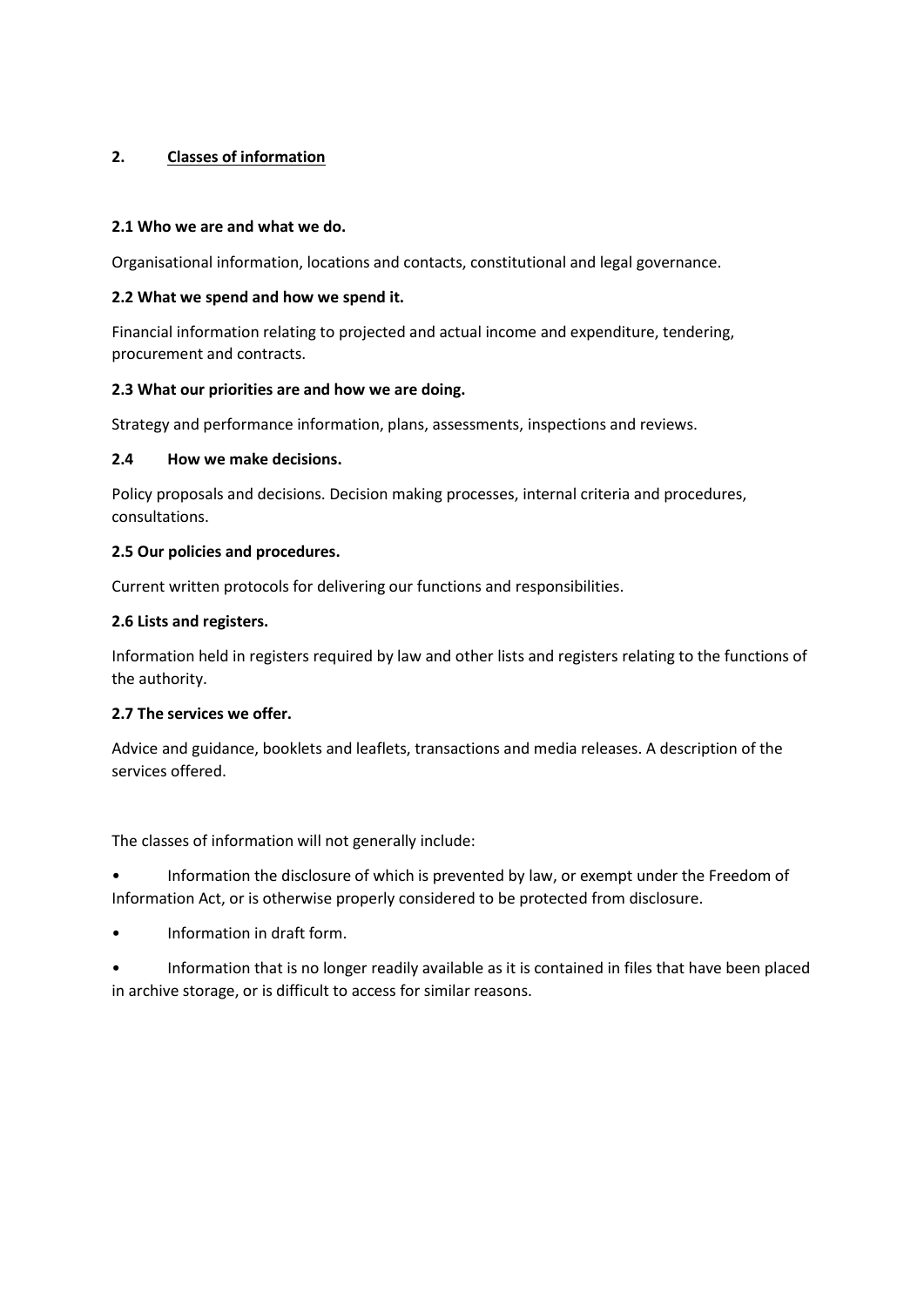## 2. Classes of information

### 2.1 Who we are and what we do.

Organisational information, locations and contacts, constitutional and legal governance.

### 2.2 What we spend and how we spend it.

Financial information relating to projected and actual income and expenditure, tendering, procurement and contracts.

### 2.3 What our priorities are and how we are doing.

Strategy and performance information, plans, assessments, inspections and reviews.

### 2.4 How we make decisions.

Policy proposals and decisions. Decision making processes, internal criteria and procedures, consultations.

### 2.5 Our policies and procedures.

Current written protocols for delivering our functions and responsibilities.

### 2.6 Lists and registers.

Information held in registers required by law and other lists and registers relating to the functions of the authority.

### 2.7 The services we offer.

Advice and guidance, booklets and leaflets, transactions and media releases. A description of the services offered.

The classes of information will not generally include:

- Information the disclosure of which is prevented by law, or exempt under the Freedom of Information Act, or is otherwise properly considered to be protected from disclosure.
- Information in draft form.
- Information that is no longer readily available as it is contained in files that have been placed in archive storage, or is difficult to access for similar reasons.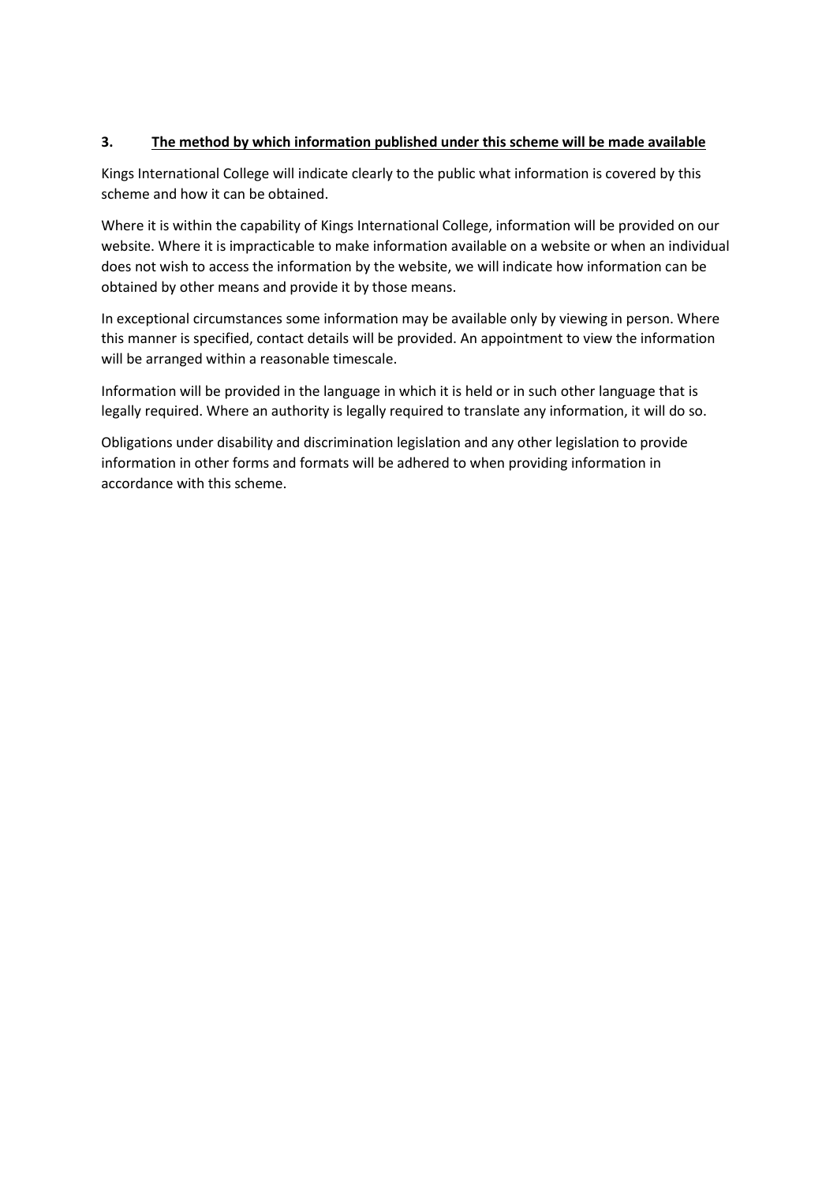## 3. <u>The method by which information published under this scheme will be made available</u>

Kings International College will indicate clearly to the public what information is covered by this scheme and how it can be obtained.

Where it is within the capability of Kings International College, information will be provided on our website. Where it is impracticable to make information available on a website or when an individual does not wish to access the information by the website, we will indicate how information can be obtained by other means and provide it by those means.

In exceptional circumstances some information may be available only by viewing in person. Where this manner is specified, contact details will be provided. An appointment to view the information will be arranged within a reasonable timescale.

Information will be provided in the language in which it is held or in such other language that is legally required. Where an authority is legally required to translate any information, it will do so.

Obligations under disability and discrimination legislation and any other legislation to provide information in other forms and formats will be adhered to when providing information in accordance with this scheme.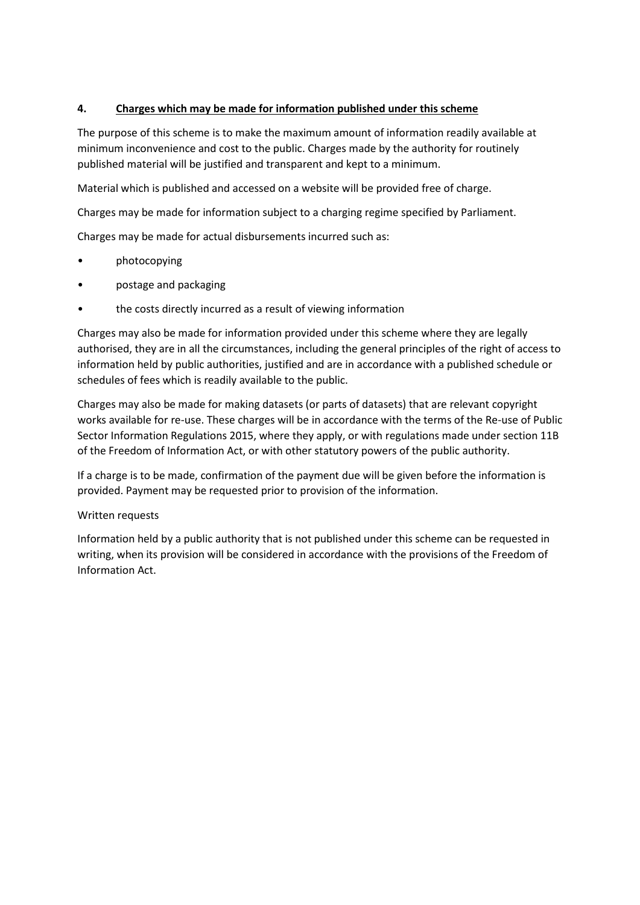## 4. Charges which may be made for information published under this scheme

The purpose of this scheme is to make the maximum amount of information readily available at minimum inconvenience and cost to the public. Charges made by the authority for routinely published material will be justified and transparent and kept to a minimum.

Material which is published and accessed on a website will be provided free of charge.

Charges may be made for information subject to a charging regime specified by Parliament.

Charges may be made for actual disbursements incurred such as:

- photocopying
- postage and packaging
- the costs directly incurred as a result of viewing information

Charges may also be made for information provided under this scheme where they are legally authorised, they are in all the circumstances, including the general principles of the right of access to information held by public authorities, justified and are in accordance with a published schedule or schedules of fees which is readily available to the public.

Charges may also be made for making datasets (or parts of datasets) that are relevant copyright works available for re-use. These charges will be in accordance with the terms of the Re-use of Public Sector Information Regulations 2015, where they apply, or with regulations made under section 11B of the Freedom of Information Act, or with other statutory powers of the public authority.

If a charge is to be made, confirmation of the payment due will be given before the information is provided. Payment may be requested prior to provision of the information.

Written requests

Information held by a public authority that is not published under this scheme can be requested in writing, when its provision will be considered in accordance with the provisions of the Freedom of Information Act.